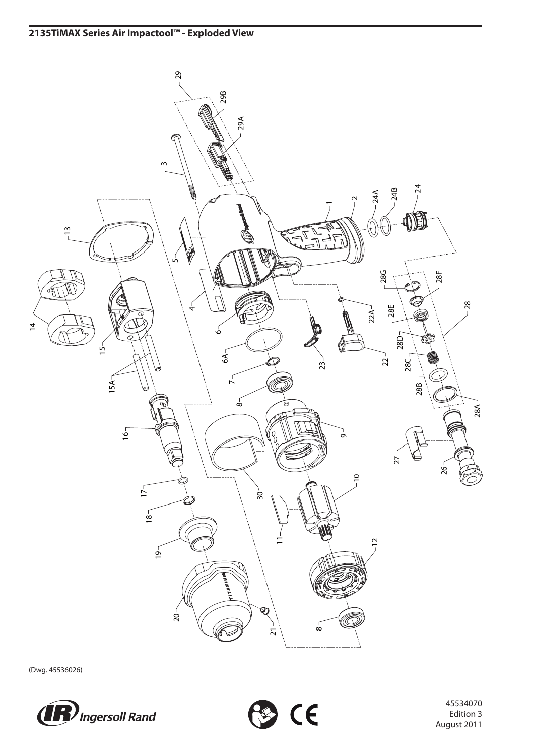## 2135TiMAX Series Air Impactool™ - Exploded View

(Dwg. 45536026)

45534070
Edition 3
August 2011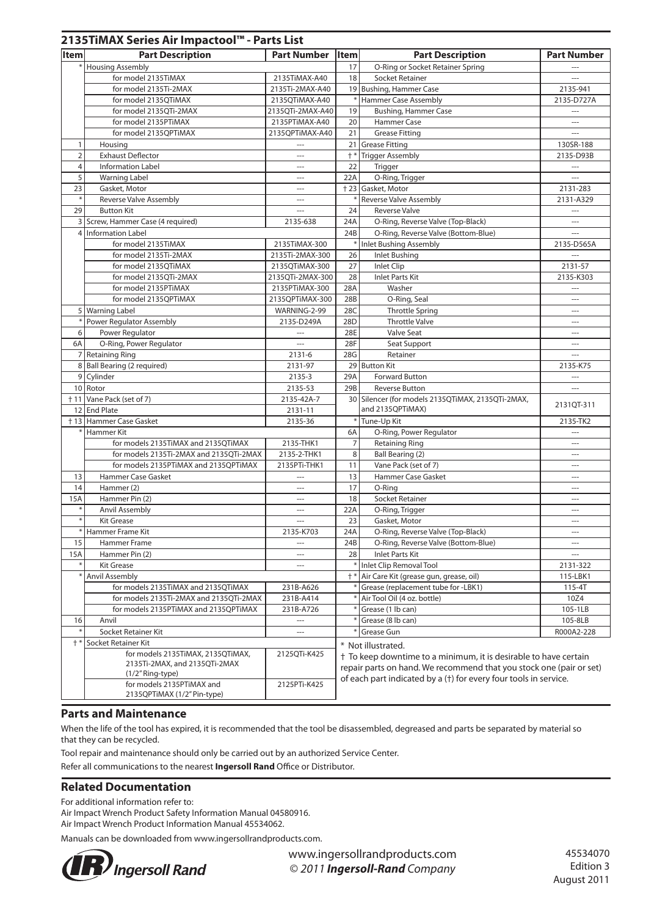## 2135TiMAX Series Air Impactool™ - Parts List

| Item | Part Description | Part Number | Item | Part Description | Part Number |
|---|---|---|---|---|---|
| * | Housing Assembly | | 17 | O-Ring or Socket Retainer Spring | --- |
| | for model 2135TiMAX | 2135TiMAX-A40 | 18 | Socket Retainer | --- |
| | for model 2135Ti-2MAX | 2135Ti-2MAX-A40 | 19 | Bushing, Hammer Case | 2135-941 |
| | for model 2135QTiMAX | 2135QTiMAX-A40 | * | Hammer Case Assembly | 2135-D727A |
| | for model 2135QTi-2MAX | 2135QTi-2MAX-A40 | 19 | Bushing, Hammer Case | --- |
| | for model 2135PTiMAX | 2135PTiMAX-A40 | 20 | Hammer Case | --- |
| | for model 2135QPTiMAX | 2135QPTiMAX-A40 | 21 | Grease Fitting | --- |
| 1 | Housing | --- | 21 | Grease Fitting | 130SR-188 |
| 2 | Exhaust Deflector | --- | † * | Trigger Assembly | 2135-D93B |
| 4 | Information Label | --- | 22 | Trigger | --- |
| 5 | Warning Label | --- | 22A | O-Ring, Trigger | --- |
| 23 | Gasket, Motor | --- | † 23 | Gasket, Motor | 2131-283 |
| * | Reverse Valve Assembly | --- | * | Reverse Valve Assembly | 2131-A329 |
| 29 | Button Kit | --- | 24 | Reverse Valve | --- |
| 3 | Screw, Hammer Case (4 required) | 2135-638 | 24A | O-Ring, Reverse Valve (Top-Black) | --- |
| 4 | Information Label | | 24B | O-Ring, Reverse Valve (Bottom-Blue) | --- |
| | for model 2135TiMAX | 2135TiMAX-300 | * | Inlet Bushing Assembly | 2135-D565A |
| | for model 2135Ti-2MAX | 2135Ti-2MAX-300 | 26 | Inlet Bushing | --- |
| | for model 2135QTiMAX | 2135QTiMAX-300 | 27 | Inlet Clip | 2131-57 |
| | for model 2135QTi-2MAX | 2135QTi-2MAX-300 | 28 | Inlet Parts Kit | 2135-K303 |
| | for model 2135PTiMAX | 2135PTiMAX-300 | 28A | Washer | --- |
| | for model 2135QPTiMAX | 2135QPTiMAX-300 | 28B | O-Ring, Seal | --- |
| 5 | Warning Label | WARNING-2-99 | 28C | Throttle Spring | --- |
| * | Power Regulator Assembly | 2135-D249A | 28D | Throttle Valve | --- |
| 6 | Power Regulator | --- | 28E | Valve Seat | --- |
| 6A | O-Ring, Power Regulator | --- | 28F | Seat Support | --- |
| 7 | Retaining Ring | 2131-6 | 28G | Retainer | --- |
| 8 | Ball Bearing (2 required) | 2131-97 | 29 | Button Kit | 2135-K75 |
| 9 | Cylinder | 2135-3 | 29A | Forward Button | --- |
| 10 | Rotor | 2135-53 | 29B | Reverse Button | --- |
| † 11 | Vane Pack (set of 7) | 2135-42A-7 | 30 | Silencer (for models 2135QTiMAX, 2135QTi-2MAX, and 2135QPTiMAX) | 2131QT-311 |
| 12 | End Plate | 2131-11 | | | |
| † 13 | Hammer Case Gasket | 2135-36 | * | Tune-Up Kit | 2135-TK2 |
| * | Hammer Kit | | 6A | O-Ring, Power Regulator | --- |
| | for models 2135TiMAX and 2135QTiMAX | 2135-THK1 | 7 | Retaining Ring | --- |
| | for models 2135Ti-2MAX and 2135QTi-2MAX | 2135-2-THK1 | 8 | Ball Bearing (2) | --- |
| | for models 2135PTiMAX and 2135QPTiMAX | 2135PTi-THK1 | 11 | Vane Pack (set of 7) | --- |
| 13 | Hammer Case Gasket | --- | 13 | Hammer Case Gasket | --- |
| 14 | Hammer (2) | --- | 17 | O-Ring | --- |
| 15A | Hammer Pin (2) | --- | 18 | Socket Retainer | --- |
| * | Anvil Assembly | --- | 22A | O-Ring, Trigger | --- |
| * | Kit Grease | --- | 23 | Gasket, Motor | --- |
| * | Hammer Frame Kit | 2135-K703 | 24A | O-Ring, Reverse Valve (Top-Black) | --- |
| 15 | Hammer Frame | --- | 24B | O-Ring, Reverse Valve (Bottom-Blue) | --- |
| 15A | Hammer Pin (2) | --- | 28 | Inlet Parts Kit | --- |
| * | Kit Grease | --- | * | Inlet Clip Removal Tool | 2131-322 |
| * | Anvil Assembly | | † * | Air Care Kit (grease gun, grease, oil) | 115-LBK1 |
| | for models 2135TiMAX and 2135QTiMAX | 231B-A626 | * | Grease (replacement tube for -LBK1) | 115-4T |
| | for models 2135Ti-2MAX and 2135QTi-2MAX | 231B-A414 | * | Air Tool Oil (4 oz. bottle) | 10Z4 |
| | for models 2135PTiMAX and 2135QPTiMAX | 231B-A726 | * | Grease (1 lb can) | 105-1LB |
| 16 | Anvil | --- | * | Grease (8 lb can) | 105-8LB |
| * | Socket Retainer Kit | --- | * | Grease Gun | R000A2-228 |
| † * | Socket Retainer Kit | | | | |
| | for models 2135TiMAX, 2135QTiMAX, 2135Ti-2MAX, and 2135QTi-2MAX (1/2" Ring-type) | 2125QTi-K425 | | | |
| | for models 2135PTiMAX and 2135QPTiMAX (1/2" Pin-type) | 2125PTi-K425 | | | |

\* Not illustrated.

† To keep downtime to a minimum, it is desirable to have certain repair parts on hand. We recommend that you stock one (pair or set) of each part indicated by a (†) for every four tools in service.

## Parts and Maintenance

When the life of the tool has expired, it is recommended that the tool be disassembled, degreased and parts be separated by material so that they can be recycled.

Tool repair and maintenance should only be carried out by an authorized Service Center.

Refer all communications to the nearest **Ingersoll Rand** Office or Distributor.

## Related Documentation

For additional information refer to:
Air Impact Wrench Product Safety Information Manual 04580916.
Air Impact Wrench Product Information Manual 45534062.

Manuals can be downloaded from www.ingersollrandproducts.com.

Ingersoll Rand

www.ingersollrandproducts.com
© 2011 ***Ingersoll-Rand*** *Company*

45534070
Edition 3
August 2011